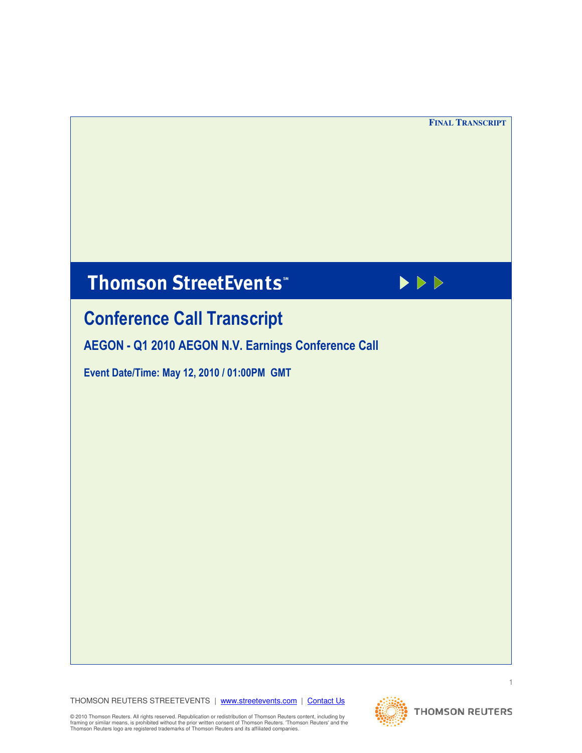**FINAL TRANSCRIPT**

# Thomson StreetEvents℠

## Conference Call Transcript

### AEGON - Q1 2010 AEGON N.V. Earnings Conference Call

**Event Date/Time: May 12, 2010 / 01:00PM GMT**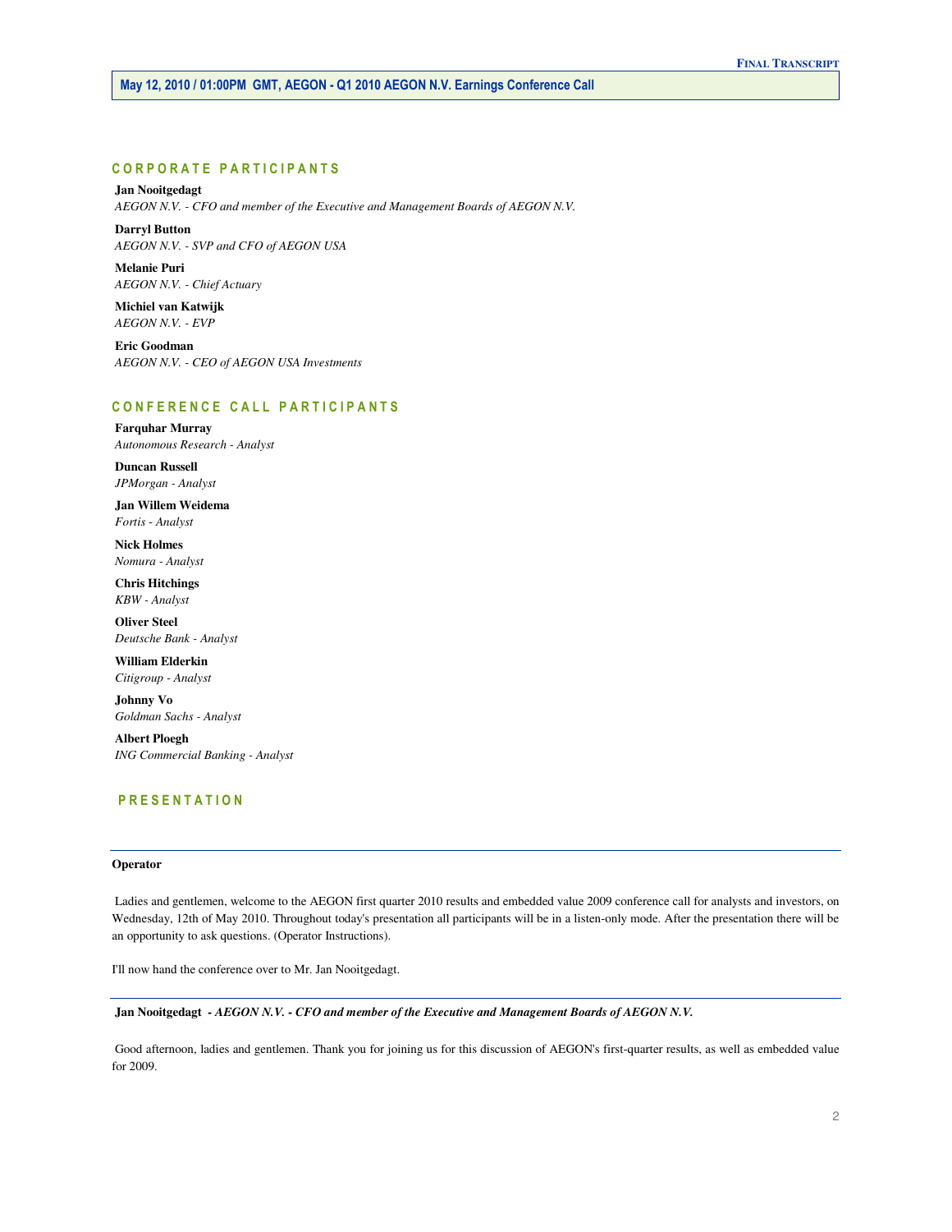# May 12, 2010 / 01:00PM GMT, AEGON - Q1 2010 AEGON N.V. Earnings Conference Call

## CORPORATE PARTICIPANTS

**Jan Nooitgedagt**
*AEGON N.V. - CFO and member of the Executive and Management Boards of AEGON N.V.*

**Darryl Button**
*AEGON N.V. - SVP and CFO of AEGON USA*

**Melanie Puri**
*AEGON N.V. - Chief Actuary*

**Michiel van Katwijk**
*AEGON N.V. - EVP*

**Eric Goodman**
*AEGON N.V. - CEO of AEGON USA Investments*

## CONFERENCE CALL PARTICIPANTS

**Farquhar Murray**
*Autonomous Research - Analyst*

**Duncan Russell**
*JPMorgan - Analyst*

**Jan Willem Weidema**
*Fortis - Analyst*

**Nick Holmes**
*Nomura - Analyst*

**Chris Hitchings**
*KBW - Analyst*

**Oliver Steel**
*Deutsche Bank - Analyst*

**William Elderkin**
*Citigroup - Analyst*

**Johnny Vo**
*Goldman Sachs - Analyst*

**Albert Ploegh**
*ING Commercial Banking - Analyst*

## PRESENTATION

---

**Operator**

Ladies and gentlemen, welcome to the AEGON first quarter 2010 results and embedded value 2009 conference call for analysts and investors, on Wednesday, 12th of May 2010. Throughout today's presentation all participants will be in a listen-only mode. After the presentation there will be an opportunity to ask questions. (Operator Instructions).

I'll now hand the conference over to Mr. Jan Nooitgedagt.

---

**Jan Nooitgedagt** - *AEGON N.V. - CFO and member of the Executive and Management Boards of AEGON N.V.*

Good afternoon, ladies and gentlemen. Thank you for joining us for this discussion of AEGON's first-quarter results, as well as embedded value for 2009.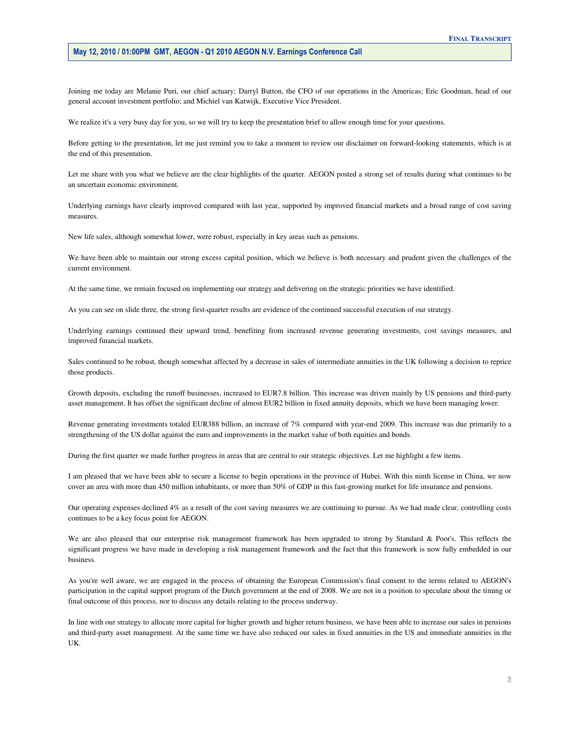Joining me today are Melanie Puri, our chief actuary; Darryl Button, the CFO of our operations in the Americas; Eric Goodman, head of our general account investment portfolio; and Michiel van Katwijk, Executive Vice President.

We realize it's a very busy day for you, so we will try to keep the presentation brief to allow enough time for your questions.

Before getting to the presentation, let me just remind you to take a moment to review our disclaimer on forward-looking statements, which is at the end of this presentation.

Let me share with you what we believe are the clear highlights of the quarter. AEGON posted a strong set of results during what continues to be an uncertain economic environment.

Underlying earnings have clearly improved compared with last year, supported by improved financial markets and a broad range of cost saving measures.

New life sales, although somewhat lower, were robust, especially in key areas such as pensions.

We have been able to maintain our strong excess capital position, which we believe is both necessary and prudent given the challenges of the current environment.

At the same time, we remain focused on implementing our strategy and delivering on the strategic priorities we have identified.

As you can see on slide three, the strong first-quarter results are evidence of the continued successful execution of our strategy.

Underlying earnings continued their upward trend, benefiting from increased revenue generating investments, cost savings measures, and improved financial markets.

Sales continued to be robust, though somewhat affected by a decrease in sales of intermediate annuities in the UK following a decision to reprice those products.

Growth deposits, excluding the runoff businesses, increased to EUR7.8 billion. This increase was driven mainly by US pensions and third-party asset management. It has offset the significant decline of almost EUR2 billion in fixed annuity deposits, which we have been managing lower.

Revenue generating investments totaled EUR388 billion, an increase of 7% compared with year-end 2009. This increase was due primarily to a strengthening of the US dollar against the euro and improvements in the market value of both equities and bonds.

During the first quarter we made further progress in areas that are central to our strategic objectives. Let me highlight a few items.

I am pleased that we have been able to secure a license to begin operations in the province of Hubei. With this ninth license in China, we now cover an area with more than 450 million inhabitants, or more than 50% of GDP in this fast-growing market for life insurance and pensions.

Our operating expenses declined 4% as a result of the cost saving measures we are continuing to pursue. As we had made clear, controlling costs continues to be a key focus point for AEGON.

We are also pleased that our enterprise risk management framework has been upgraded to strong by Standard & Poor's. This reflects the significant progress we have made in developing a risk management framework and the fact that this framework is now fully embedded in our business.

As you're well aware, we are engaged in the process of obtaining the European Commission's final consent to the terms related to AEGON's participation in the capital support program of the Dutch government at the end of 2008. We are not in a position to speculate about the timing or final outcome of this process, nor to discuss any details relating to the process underway.

In line with our strategy to allocate more capital for higher growth and higher return business, we have been able to increase our sales in pensions and third-party asset management. At the same time we have also reduced our sales in fixed annuities in the US and immediate annuities in the UK.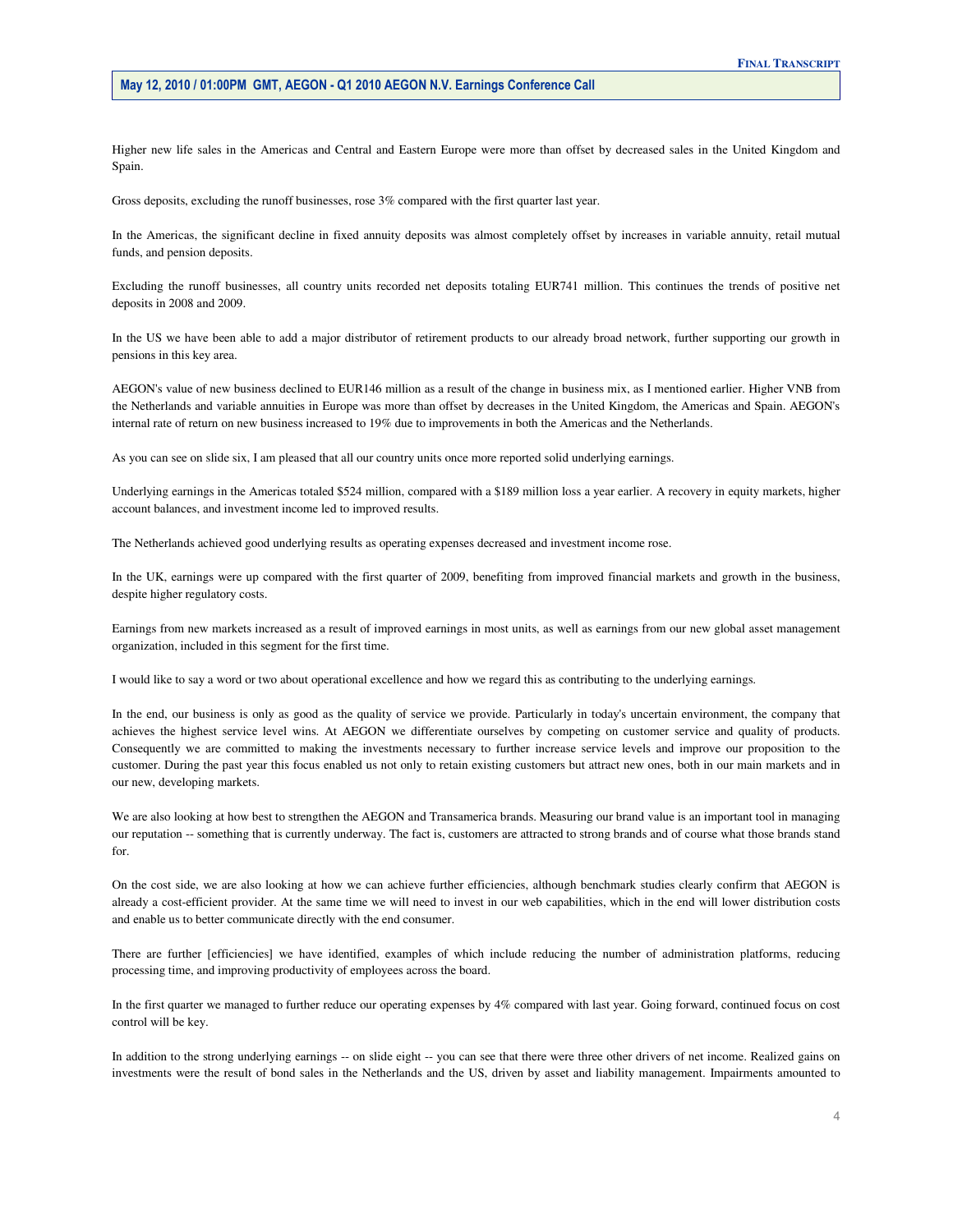Higher new life sales in the Americas and Central and Eastern Europe were more than offset by decreased sales in the United Kingdom and Spain.

Gross deposits, excluding the runoff businesses, rose 3% compared with the first quarter last year.

In the Americas, the significant decline in fixed annuity deposits was almost completely offset by increases in variable annuity, retail mutual funds, and pension deposits.

Excluding the runoff businesses, all country units recorded net deposits totaling EUR741 million. This continues the trends of positive net deposits in 2008 and 2009.

In the US we have been able to add a major distributor of retirement products to our already broad network, further supporting our growth in pensions in this key area.

AEGON's value of new business declined to EUR146 million as a result of the change in business mix, as I mentioned earlier. Higher VNB from the Netherlands and variable annuities in Europe was more than offset by decreases in the United Kingdom, the Americas and Spain. AEGON's internal rate of return on new business increased to 19% due to improvements in both the Americas and the Netherlands.

As you can see on slide six, I am pleased that all our country units once more reported solid underlying earnings.

Underlying earnings in the Americas totaled $524 million, compared with a $189 million loss a year earlier. A recovery in equity markets, higher account balances, and investment income led to improved results.

The Netherlands achieved good underlying results as operating expenses decreased and investment income rose.

In the UK, earnings were up compared with the first quarter of 2009, benefiting from improved financial markets and growth in the business, despite higher regulatory costs.

Earnings from new markets increased as a result of improved earnings in most units, as well as earnings from our new global asset management organization, included in this segment for the first time.

I would like to say a word or two about operational excellence and how we regard this as contributing to the underlying earnings.

In the end, our business is only as good as the quality of service we provide. Particularly in today's uncertain environment, the company that achieves the highest service level wins. At AEGON we differentiate ourselves by competing on customer service and quality of products. Consequently we are committed to making the investments necessary to further increase service levels and improve our proposition to the customer. During the past year this focus enabled us not only to retain existing customers but attract new ones, both in our main markets and in our new, developing markets.

We are also looking at how best to strengthen the AEGON and Transamerica brands. Measuring our brand value is an important tool in managing our reputation -- something that is currently underway. The fact is, customers are attracted to strong brands and of course what those brands stand for.

On the cost side, we are also looking at how we can achieve further efficiencies, although benchmark studies clearly confirm that AEGON is already a cost-efficient provider. At the same time we will need to invest in our web capabilities, which in the end will lower distribution costs and enable us to better communicate directly with the end consumer.

There are further [efficiencies] we have identified, examples of which include reducing the number of administration platforms, reducing processing time, and improving productivity of employees across the board.

In the first quarter we managed to further reduce our operating expenses by 4% compared with last year. Going forward, continued focus on cost control will be key.

In addition to the strong underlying earnings -- on slide eight -- you can see that there were three other drivers of net income. Realized gains on investments were the result of bond sales in the Netherlands and the US, driven by asset and liability management. Impairments amounted to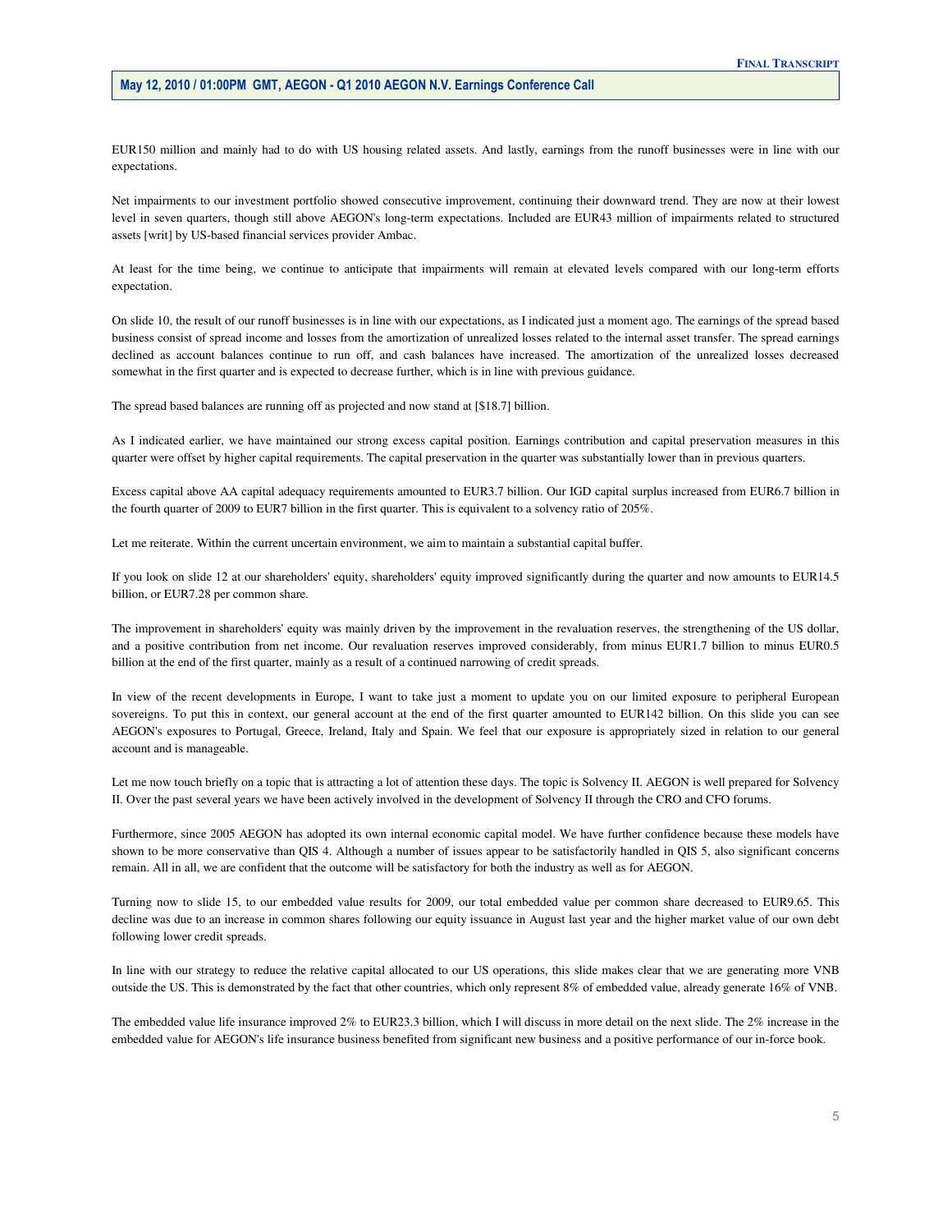EUR150 million and mainly had to do with US housing related assets. And lastly, earnings from the runoff businesses were in line with our expectations.

Net impairments to our investment portfolio showed consecutive improvement, continuing their downward trend. They are now at their lowest level in seven quarters, though still above AEGON's long-term expectations. Included are EUR43 million of impairments related to structured assets [writ] by US-based financial services provider Ambac.

At least for the time being, we continue to anticipate that impairments will remain at elevated levels compared with our long-term efforts expectation.

On slide 10, the result of our runoff businesses is in line with our expectations, as I indicated just a moment ago. The earnings of the spread based business consist of spread income and losses from the amortization of unrealized losses related to the internal asset transfer. The spread earnings declined as account balances continue to run off, and cash balances have increased. The amortization of the unrealized losses decreased somewhat in the first quarter and is expected to decrease further, which is in line with previous guidance.

The spread based balances are running off as projected and now stand at [$18.7] billion.

As I indicated earlier, we have maintained our strong excess capital position. Earnings contribution and capital preservation measures in this quarter were offset by higher capital requirements. The capital preservation in the quarter was substantially lower than in previous quarters.

Excess capital above AA capital adequacy requirements amounted to EUR3.7 billion. Our IGD capital surplus increased from EUR6.7 billion in the fourth quarter of 2009 to EUR7 billion in the first quarter. This is equivalent to a solvency ratio of 205%.

Let me reiterate. Within the current uncertain environment, we aim to maintain a substantial capital buffer.

If you look on slide 12 at our shareholders' equity, shareholders' equity improved significantly during the quarter and now amounts to EUR14.5 billion, or EUR7.28 per common share.

The improvement in shareholders' equity was mainly driven by the improvement in the revaluation reserves, the strengthening of the US dollar, and a positive contribution from net income. Our revaluation reserves improved considerably, from minus EUR1.7 billion to minus EUR0.5 billion at the end of the first quarter, mainly as a result of a continued narrowing of credit spreads.

In view of the recent developments in Europe, I want to take just a moment to update you on our limited exposure to peripheral European sovereigns. To put this in context, our general account at the end of the first quarter amounted to EUR142 billion. On this slide you can see AEGON's exposures to Portugal, Greece, Ireland, Italy and Spain. We feel that our exposure is appropriately sized in relation to our general account and is manageable.

Let me now touch briefly on a topic that is attracting a lot of attention these days. The topic is Solvency II. AEGON is well prepared for Solvency II. Over the past several years we have been actively involved in the development of Solvency II through the CRO and CFO forums.

Furthermore, since 2005 AEGON has adopted its own internal economic capital model. We have further confidence because these models have shown to be more conservative than QIS 4. Although a number of issues appear to be satisfactorily handled in QIS 5, also significant concerns remain. All in all, we are confident that the outcome will be satisfactory for both the industry as well as for AEGON.

Turning now to slide 15, to our embedded value results for 2009, our total embedded value per common share decreased to EUR9.65. This decline was due to an increase in common shares following our equity issuance in August last year and the higher market value of our own debt following lower credit spreads.

In line with our strategy to reduce the relative capital allocated to our US operations, this slide makes clear that we are generating more VNB outside the US. This is demonstrated by the fact that other countries, which only represent 8% of embedded value, already generate 16% of VNB.

The embedded value life insurance improved 2% to EUR23.3 billion, which I will discuss in more detail on the next slide. The 2% increase in the embedded value for AEGON's life insurance business benefited from significant new business and a positive performance of our in-force book.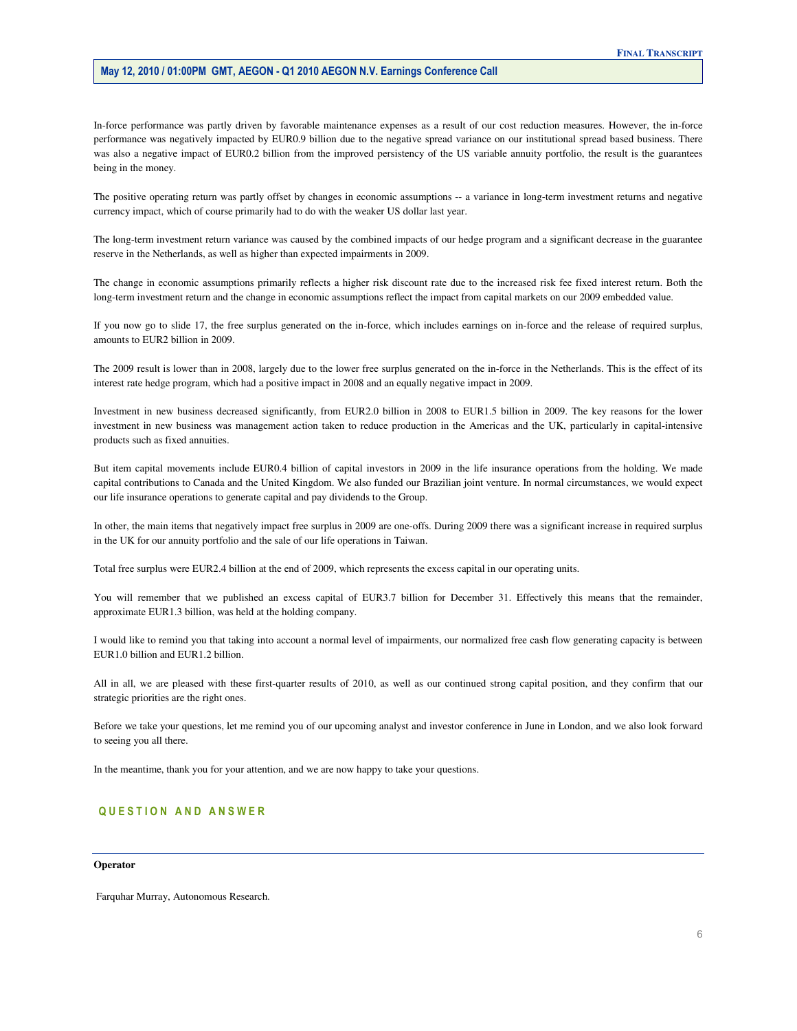In-force performance was partly driven by favorable maintenance expenses as a result of our cost reduction measures. However, the in-force performance was negatively impacted by EUR0.9 billion due to the negative spread variance on our institutional spread based business. There was also a negative impact of EUR0.2 billion from the improved persistency of the US variable annuity portfolio, the result is the guarantees being in the money.

The positive operating return was partly offset by changes in economic assumptions -- a variance in long-term investment returns and negative currency impact, which of course primarily had to do with the weaker US dollar last year.

The long-term investment return variance was caused by the combined impacts of our hedge program and a significant decrease in the guarantee reserve in the Netherlands, as well as higher than expected impairments in 2009.

The change in economic assumptions primarily reflects a higher risk discount rate due to the increased risk fee fixed interest return. Both the long-term investment return and the change in economic assumptions reflect the impact from capital markets on our 2009 embedded value.

If you now go to slide 17, the free surplus generated on the in-force, which includes earnings on in-force and the release of required surplus, amounts to EUR2 billion in 2009.

The 2009 result is lower than in 2008, largely due to the lower free surplus generated on the in-force in the Netherlands. This is the effect of its interest rate hedge program, which had a positive impact in 2008 and an equally negative impact in 2009.

Investment in new business decreased significantly, from EUR2.0 billion in 2008 to EUR1.5 billion in 2009. The key reasons for the lower investment in new business was management action taken to reduce production in the Americas and the UK, particularly in capital-intensive products such as fixed annuities.

But item capital movements include EUR0.4 billion of capital investors in 2009 in the life insurance operations from the holding. We made capital contributions to Canada and the United Kingdom. We also funded our Brazilian joint venture. In normal circumstances, we would expect our life insurance operations to generate capital and pay dividends to the Group.

In other, the main items that negatively impact free surplus in 2009 are one-offs. During 2009 there was a significant increase in required surplus in the UK for our annuity portfolio and the sale of our life operations in Taiwan.

Total free surplus were EUR2.4 billion at the end of 2009, which represents the excess capital in our operating units.

You will remember that we published an excess capital of EUR3.7 billion for December 31. Effectively this means that the remainder, approximate EUR1.3 billion, was held at the holding company.

I would like to remind you that taking into account a normal level of impairments, our normalized free cash flow generating capacity is between EUR1.0 billion and EUR1.2 billion.

All in all, we are pleased with these first-quarter results of 2010, as well as our continued strong capital position, and they confirm that our strategic priorities are the right ones.

Before we take your questions, let me remind you of our upcoming analyst and investor conference in June in London, and we also look forward to seeing you all there.

In the meantime, thank you for your attention, and we are now happy to take your questions.

## QUESTION AND ANSWER

---

**Operator**

Farquhar Murray, Autonomous Research.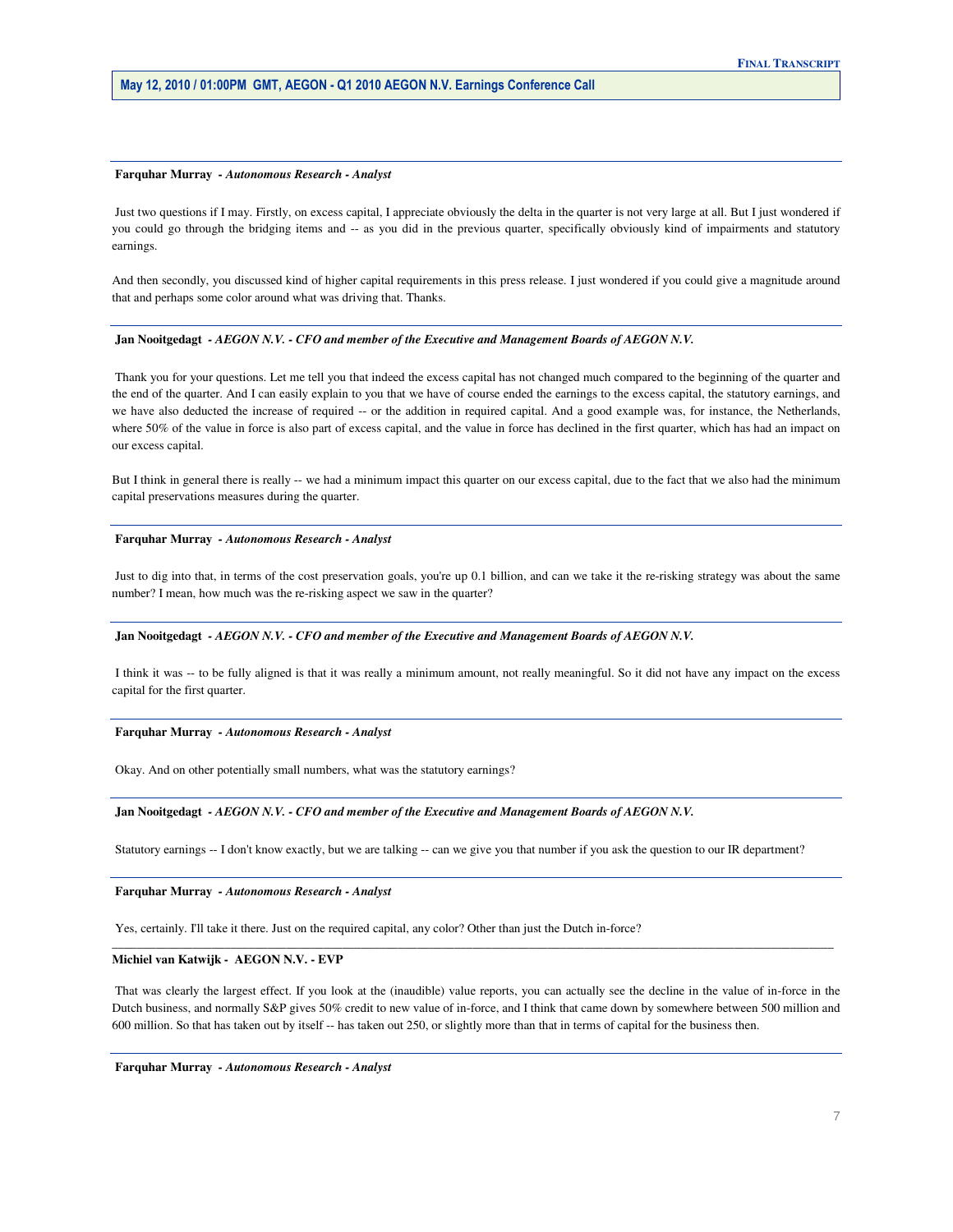**Farquhar Murray** *- Autonomous Research - Analyst*

Just two questions if I may. Firstly, on excess capital, I appreciate obviously the delta in the quarter is not very large at all. But I just wondered if you could go through the bridging items and -- as you did in the previous quarter, specifically obviously kind of impairments and statutory earnings.

And then secondly, you discussed kind of higher capital requirements in this press release. I just wondered if you could give a magnitude around that and perhaps some color around what was driving that. Thanks.

**Jan Nooitgedagt** *- AEGON N.V. - CFO and member of the Executive and Management Boards of AEGON N.V.*

Thank you for your questions. Let me tell you that indeed the excess capital has not changed much compared to the beginning of the quarter and the end of the quarter. And I can easily explain to you that we have of course ended the earnings to the excess capital, the statutory earnings, and we have also deducted the increase of required -- or the addition in required capital. And a good example was, for instance, the Netherlands, where 50% of the value in force is also part of excess capital, and the value in force has declined in the first quarter, which has had an impact on our excess capital.

But I think in general there is really -- we had a minimum impact this quarter on our excess capital, due to the fact that we also had the minimum capital preservations measures during the quarter.

**Farquhar Murray** *- Autonomous Research - Analyst*

Just to dig into that, in terms of the cost preservation goals, you're up 0.1 billion, and can we take it the re-risking strategy was about the same number? I mean, how much was the re-risking aspect we saw in the quarter?

**Jan Nooitgedagt** *- AEGON N.V. - CFO and member of the Executive and Management Boards of AEGON N.V.*

I think it was -- to be fully aligned is that it was really a minimum amount, not really meaningful. So it did not have any impact on the excess capital for the first quarter.

**Farquhar Murray** *- Autonomous Research - Analyst*

Okay. And on other potentially small numbers, what was the statutory earnings?

**Jan Nooitgedagt** *- AEGON N.V. - CFO and member of the Executive and Management Boards of AEGON N.V.*

Statutory earnings -- I don't know exactly, but we are talking -- can we give you that number if you ask the question to our IR department?

**Farquhar Murray** *- Autonomous Research - Analyst*

Yes, certainly. I'll take it there. Just on the required capital, any color? Other than just the Dutch in-force?

**Michiel van Katwijk** *- AEGON N.V. - EVP*

That was clearly the largest effect. If you look at the (inaudible) value reports, you can actually see the decline in the value of in-force in the Dutch business, and normally S&P gives 50% credit to new value of in-force, and I think that came down by somewhere between 500 million and 600 million. So that has taken out by itself -- has taken out 250, or slightly more than that in terms of capital for the business then.

**Farquhar Murray** *- Autonomous Research - Analyst*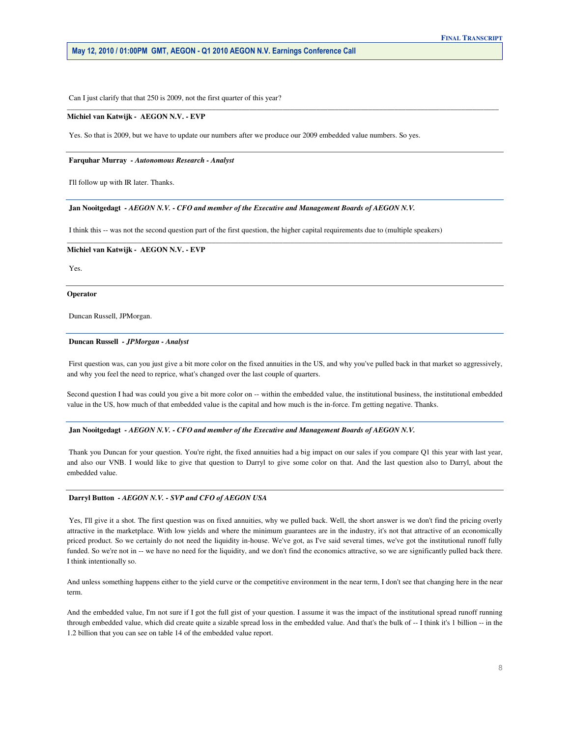Can I just clarify that that 250 is 2009, not the first quarter of this year?

---

**Michiel van Katwijk - AEGON N.V. - EVP**

Yes. So that is 2009, but we have to update our numbers after we produce our 2009 embedded value numbers. So yes.

---

**Farquhar Murray - *Autonomous Research - Analyst***

I'll follow up with IR later. Thanks.

---

**Jan Nooitgedagt - *AEGON N.V. - CFO and member of the Executive and Management Boards of AEGON N.V.***

I think this -- was not the second question part of the first question, the higher capital requirements due to (multiple speakers)

---

**Michiel van Katwijk - AEGON N.V. - EVP**

Yes.

---

**Operator**

Duncan Russell, JPMorgan.

---

**Duncan Russell - *JPMorgan - Analyst***

First question was, can you just give a bit more color on the fixed annuities in the US, and why you've pulled back in that market so aggressively, and why you feel the need to reprice, what's changed over the last couple of quarters.

Second question I had was could you give a bit more color on -- within the embedded value, the institutional business, the institutional embedded value in the US, how much of that embedded value is the capital and how much is the in-force. I'm getting negative. Thanks.

---

**Jan Nooitgedagt - *AEGON N.V. - CFO and member of the Executive and Management Boards of AEGON N.V.***

Thank you Duncan for your question. You're right, the fixed annuities had a big impact on our sales if you compare Q1 this year with last year, and also our VNB. I would like to give that question to Darryl to give some color on that. And the last question also to Darryl, about the embedded value.

---

**Darryl Button - *AEGON N.V. - SVP and CFO of AEGON USA***

Yes, I'll give it a shot. The first question was on fixed annuities, why we pulled back. Well, the short answer is we don't find the pricing overly attractive in the marketplace. With low yields and where the minimum guarantees are in the industry, it's not that attractive of an economically priced product. So we certainly do not need the liquidity in-house. We've got, as I've said several times, we've got the institutional runoff fully funded. So we're not in -- we have no need for the liquidity, and we don't find the economics attractive, so we are significantly pulled back there. I think intentionally so.

And unless something happens either to the yield curve or the competitive environment in the near term, I don't see that changing here in the near term.

And the embedded value, I'm not sure if I got the full gist of your question. I assume it was the impact of the institutional spread runoff running through embedded value, which did create quite a sizable spread loss in the embedded value. And that's the bulk of -- I think it's 1 billion -- in the 1.2 billion that you can see on table 14 of the embedded value report.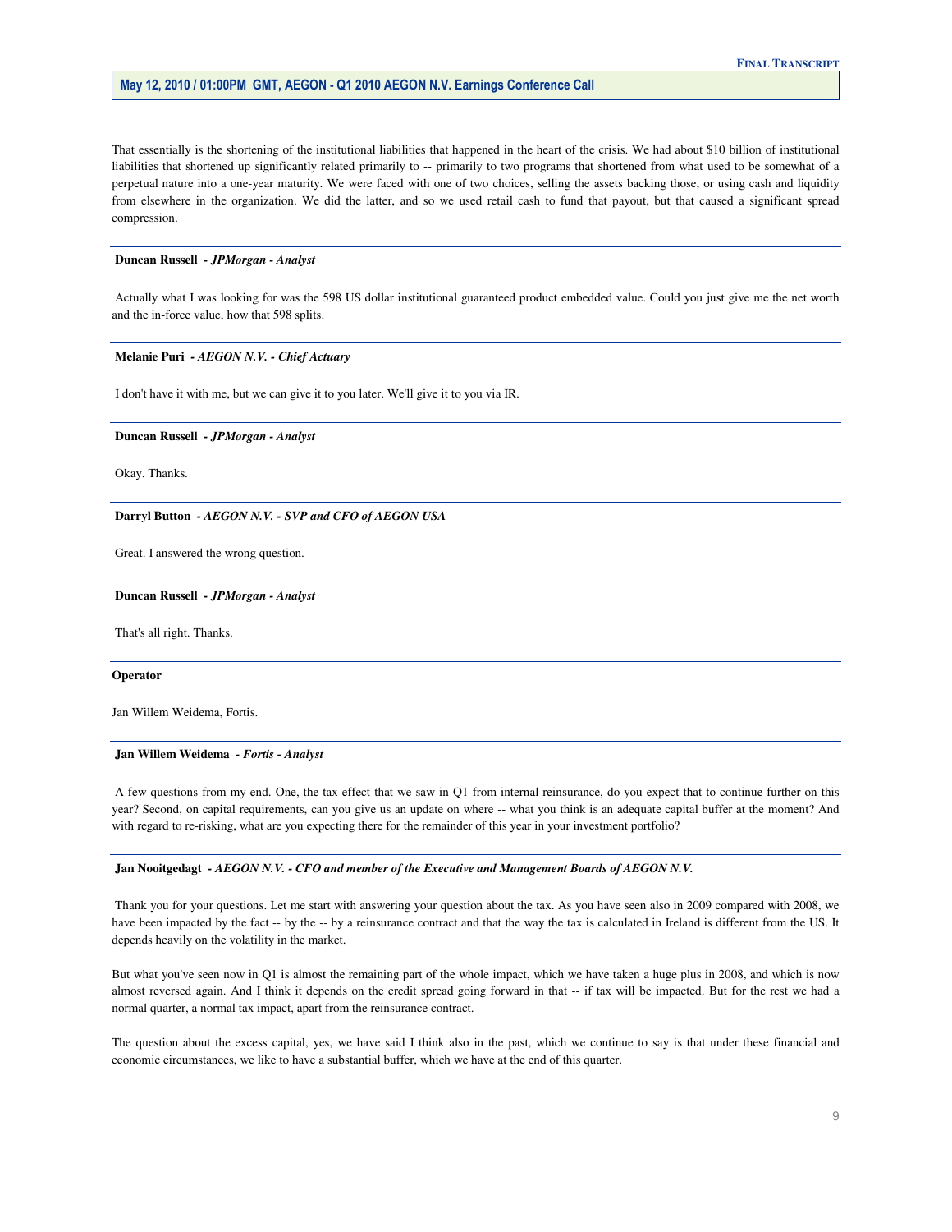That essentially is the shortening of the institutional liabilities that happened in the heart of the crisis. We had about $10 billion of institutional liabilities that shortened up significantly related primarily to -- primarily to two programs that shortened from what used to be somewhat of a perpetual nature into a one-year maturity. We were faced with one of two choices, selling the assets backing those, or using cash and liquidity from elsewhere in the organization. We did the latter, and so we used retail cash to fund that payout, but that caused a significant spread compression.

---

**Duncan Russell** *- JPMorgan - Analyst*

Actually what I was looking for was the 598 US dollar institutional guaranteed product embedded value. Could you just give me the net worth and the in-force value, how that 598 splits.

---

**Melanie Puri** *- AEGON N.V. - Chief Actuary*

I don't have it with me, but we can give it to you later. We'll give it to you via IR.

---

**Duncan Russell** *- JPMorgan - Analyst*

Okay. Thanks.

---

**Darryl Button** *- AEGON N.V. - SVP and CFO of AEGON USA*

Great. I answered the wrong question.

---

**Duncan Russell** *- JPMorgan - Analyst*

That's all right. Thanks.

---

**Operator**

Jan Willem Weidema, Fortis.

---

**Jan Willem Weidema** *- Fortis - Analyst*

A few questions from my end. One, the tax effect that we saw in Q1 from internal reinsurance, do you expect that to continue further on this year? Second, on capital requirements, can you give us an update on where -- what you think is an adequate capital buffer at the moment? And with regard to re-risking, what are you expecting there for the remainder of this year in your investment portfolio?

---

**Jan Nooitgedagt** *- AEGON N.V. - CFO and member of the Executive and Management Boards of AEGON N.V.*

Thank you for your questions. Let me start with answering your question about the tax. As you have seen also in 2009 compared with 2008, we have been impacted by the fact -- by the -- by a reinsurance contract and that the way the tax is calculated in Ireland is different from the US. It depends heavily on the volatility in the market.

But what you've seen now in Q1 is almost the remaining part of the whole impact, which we have taken a huge plus in 2008, and which is now almost reversed again. And I think it depends on the credit spread going forward in that -- if tax will be impacted. But for the rest we had a normal quarter, a normal tax impact, apart from the reinsurance contract.

The question about the excess capital, yes, we have said I think also in the past, which we continue to say is that under these financial and economic circumstances, we like to have a substantial buffer, which we have at the end of this quarter.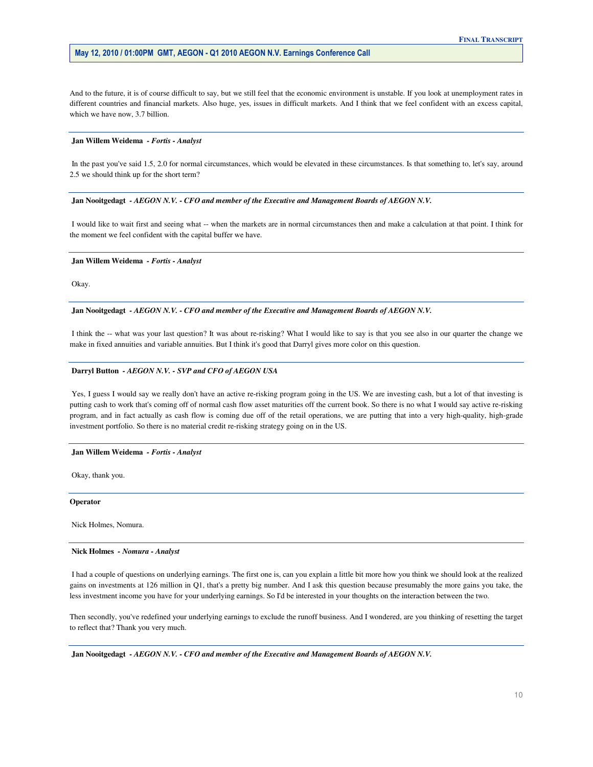And to the future, it is of course difficult to say, but we still feel that the economic environment is unstable. If you look at unemployment rates in different countries and financial markets. Also huge, yes, issues in difficult markets. And I think that we feel confident with an excess capital, which we have now, 3.7 billion.

**Jan Willem Weidema** *- Fortis - Analyst*

In the past you've said 1.5, 2.0 for normal circumstances, which would be elevated in these circumstances. Is that something to, let's say, around 2.5 we should think up for the short term?

**Jan Nooitgedagt** *- AEGON N.V. - CFO and member of the Executive and Management Boards of AEGON N.V.*

I would like to wait first and seeing what -- when the markets are in normal circumstances then and make a calculation at that point. I think for the moment we feel confident with the capital buffer we have.

**Jan Willem Weidema** *- Fortis - Analyst*

Okay.

**Jan Nooitgedagt** *- AEGON N.V. - CFO and member of the Executive and Management Boards of AEGON N.V.*

I think the -- what was your last question? It was about re-risking? What I would like to say is that you see also in our quarter the change we make in fixed annuities and variable annuities. But I think it's good that Darryl gives more color on this question.

**Darryl Button** *- AEGON N.V. - SVP and CFO of AEGON USA*

Yes, I guess I would say we really don't have an active re-risking program going in the US. We are investing cash, but a lot of that investing is putting cash to work that's coming off of normal cash flow asset maturities off the current book. So there is no what I would say active re-risking program, and in fact actually as cash flow is coming due off of the retail operations, we are putting that into a very high-quality, high-grade investment portfolio. So there is no material credit re-risking strategy going on in the US.

**Jan Willem Weidema** *- Fortis - Analyst*

Okay, thank you.

**Operator**

Nick Holmes, Nomura.

**Nick Holmes** *- Nomura - Analyst*

I had a couple of questions on underlying earnings. The first one is, can you explain a little bit more how you think we should look at the realized gains on investments at 126 million in Q1, that's a pretty big number. And I ask this question because presumably the more gains you take, the less investment income you have for your underlying earnings. So I'd be interested in your thoughts on the interaction between the two.

Then secondly, you've redefined your underlying earnings to exclude the runoff business. And I wondered, are you thinking of resetting the target to reflect that? Thank you very much.

**Jan Nooitgedagt** *- AEGON N.V. - CFO and member of the Executive and Management Boards of AEGON N.V.*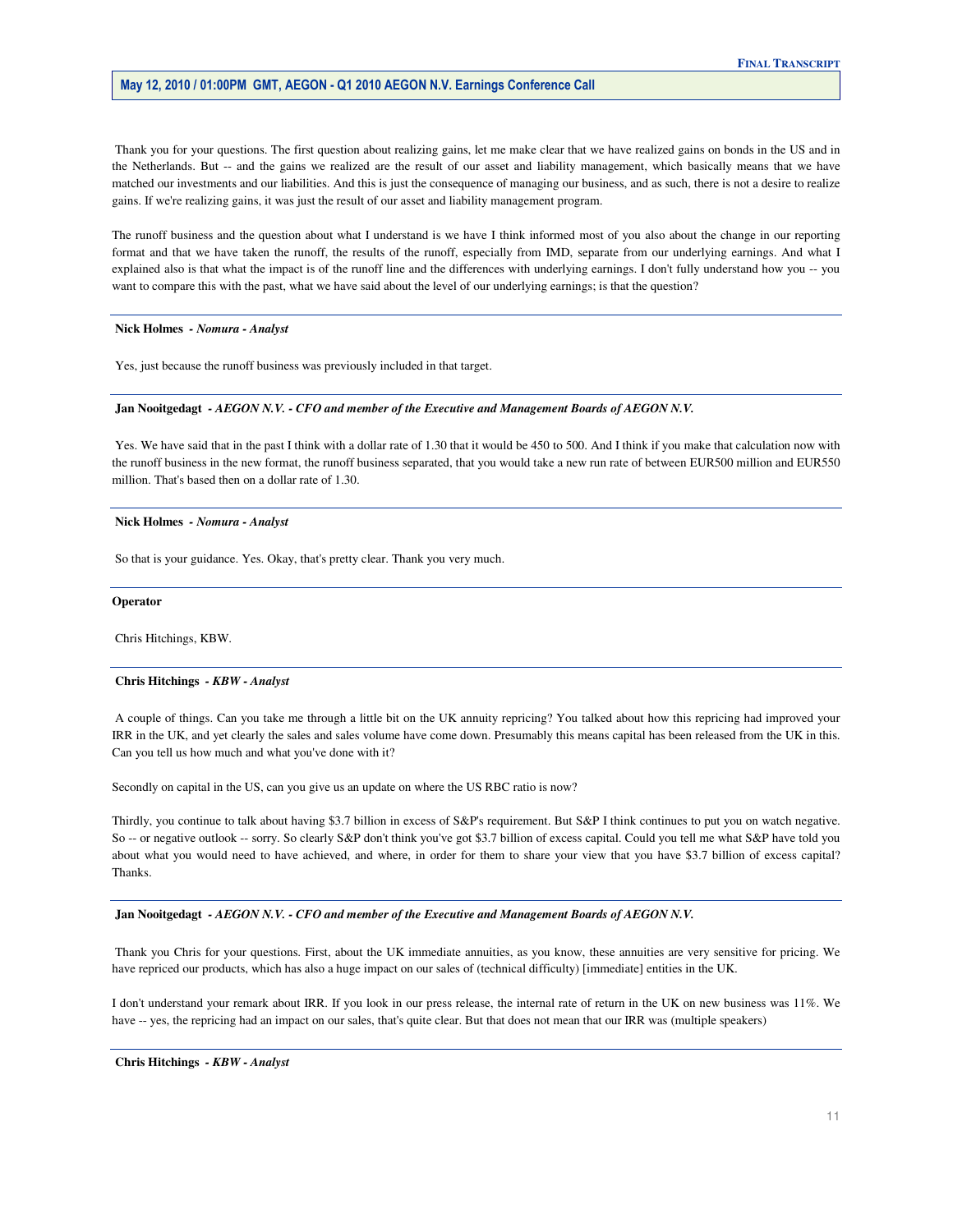Thank you for your questions. The first question about realizing gains, let me make clear that we have realized gains on bonds in the US and in the Netherlands. But -- and the gains we realized are the result of our asset and liability management, which basically means that we have matched our investments and our liabilities. And this is just the consequence of managing our business, and as such, there is not a desire to realize gains. If we're realizing gains, it was just the result of our asset and liability management program.

The runoff business and the question about what I understand is we have I think informed most of you also about the change in our reporting format and that we have taken the runoff, the results of the runoff, especially from IMD, separate from our underlying earnings. And what I explained also is that what the impact is of the runoff line and the differences with underlying earnings. I don't fully understand how you -- you want to compare this with the past, what we have said about the level of our underlying earnings; is that the question?

---

**Nick Holmes** - *Nomura - Analyst*

Yes, just because the runoff business was previously included in that target.

---

**Jan Nooitgedagt** - *AEGON N.V. - CFO and member of the Executive and Management Boards of AEGON N.V.*

Yes. We have said that in the past I think with a dollar rate of 1.30 that it would be 450 to 500. And I think if you make that calculation now with the runoff business in the new format, the runoff business separated, that you would take a new run rate of between EUR500 million and EUR550 million. That's based then on a dollar rate of 1.30.

---

**Nick Holmes** - *Nomura - Analyst*

So that is your guidance. Yes. Okay, that's pretty clear. Thank you very much.

---

**Operator**

Chris Hitchings, KBW.

---

**Chris Hitchings** - *KBW - Analyst*

A couple of things. Can you take me through a little bit on the UK annuity repricing? You talked about how this repricing had improved your IRR in the UK, and yet clearly the sales and sales volume have come down. Presumably this means capital has been released from the UK in this. Can you tell us how much and what you've done with it?

Secondly on capital in the US, can you give us an update on where the US RBC ratio is now?

Thirdly, you continue to talk about having $3.7 billion in excess of S&P's requirement. But S&P I think continues to put you on watch negative. So -- or negative outlook -- sorry. So clearly S&P don't think you've got $3.7 billion of excess capital. Could you tell me what S&P have told you about what you would need to have achieved, and where, in order for them to share your view that you have $3.7 billion of excess capital? Thanks.

---

**Jan Nooitgedagt** - *AEGON N.V. - CFO and member of the Executive and Management Boards of AEGON N.V.*

Thank you Chris for your questions. First, about the UK immediate annuities, as you know, these annuities are very sensitive for pricing. We have repriced our products, which has also a huge impact on our sales of (technical difficulty) [immediate] entities in the UK.

I don't understand your remark about IRR. If you look in our press release, the internal rate of return in the UK on new business was 11%. We have -- yes, the repricing had an impact on our sales, that's quite clear. But that does not mean that our IRR was (multiple speakers)

---

**Chris Hitchings** - *KBW - Analyst*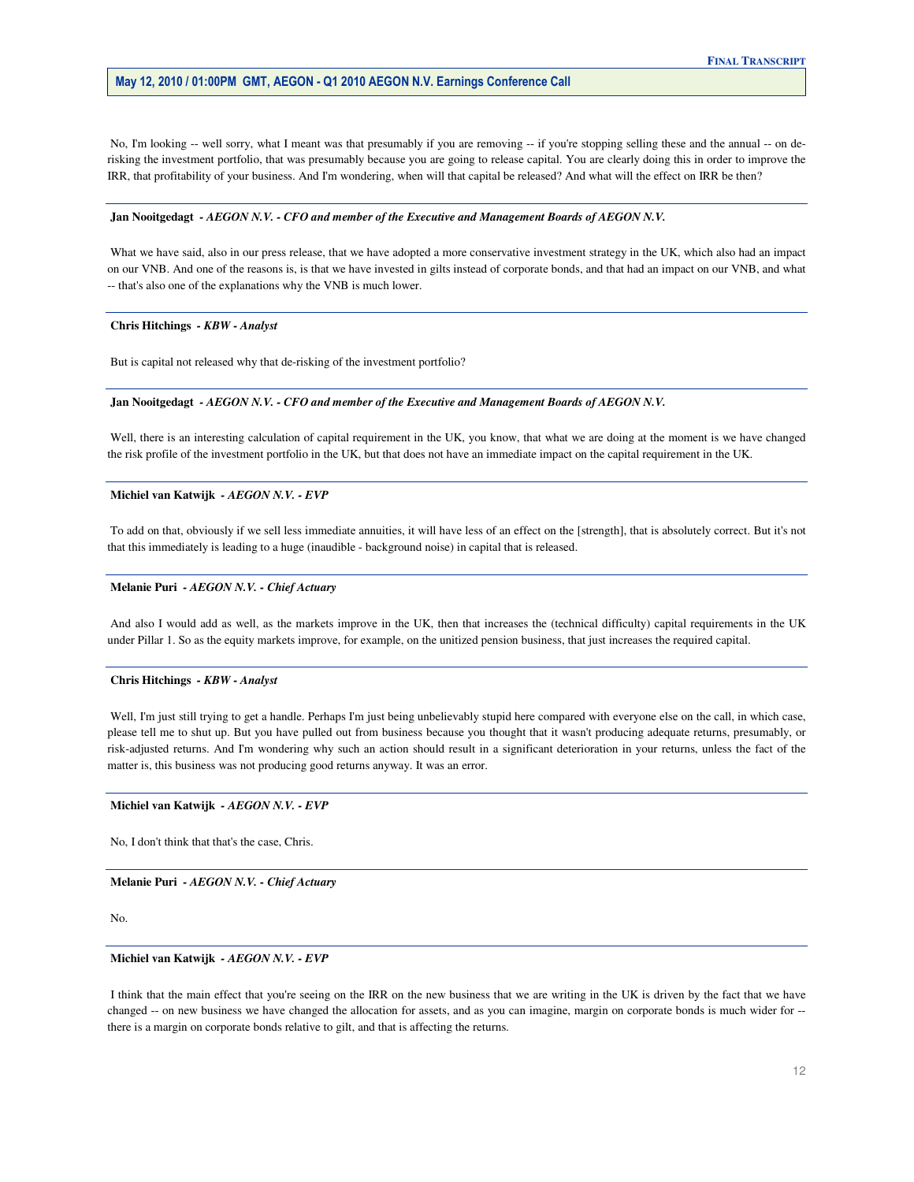No, I'm looking -- well sorry, what I meant was that presumably if you are removing -- if you're stopping selling these and the annual -- on de-risking the investment portfolio, that was presumably because you are going to release capital. You are clearly doing this in order to improve the IRR, that profitability of your business. And I'm wondering, when will that capital be released? And what will the effect on IRR be then?

---

**Jan Nooitgedagt** *- AEGON N.V. - CFO and member of the Executive and Management Boards of AEGON N.V.*

What we have said, also in our press release, that we have adopted a more conservative investment strategy in the UK, which also had an impact on our VNB. And one of the reasons is, is that we have invested in gilts instead of corporate bonds, and that had an impact on our VNB, and what -- that's also one of the explanations why the VNB is much lower.

---

**Chris Hitchings** *- KBW - Analyst*

But is capital not released why that de-risking of the investment portfolio?

---

**Jan Nooitgedagt** *- AEGON N.V. - CFO and member of the Executive and Management Boards of AEGON N.V.*

Well, there is an interesting calculation of capital requirement in the UK, you know, that what we are doing at the moment is we have changed the risk profile of the investment portfolio in the UK, but that does not have an immediate impact on the capital requirement in the UK.

---

**Michiel van Katwijk** *- AEGON N.V. - EVP*

To add on that, obviously if we sell less immediate annuities, it will have less of an effect on the [strength], that is absolutely correct. But it's not that this immediately is leading to a huge (inaudible - background noise) in capital that is released.

---

**Melanie Puri** *- AEGON N.V. - Chief Actuary*

And also I would add as well, as the markets improve in the UK, then that increases the (technical difficulty) capital requirements in the UK under Pillar 1. So as the equity markets improve, for example, on the unitized pension business, that just increases the required capital.

---

**Chris Hitchings** *- KBW - Analyst*

Well, I'm just still trying to get a handle. Perhaps I'm just being unbelievably stupid here compared with everyone else on the call, in which case, please tell me to shut up. But you have pulled out from business because you thought that it wasn't producing adequate returns, presumably, or risk-adjusted returns. And I'm wondering why such an action should result in a significant deterioration in your returns, unless the fact of the matter is, this business was not producing good returns anyway. It was an error.

---

**Michiel van Katwijk** *- AEGON N.V. - EVP*

No, I don't think that that's the case, Chris.

---

**Melanie Puri** *- AEGON N.V. - Chief Actuary*

No.

---

**Michiel van Katwijk** *- AEGON N.V. - EVP*

I think that the main effect that you're seeing on the IRR on the new business that we are writing in the UK is driven by the fact that we have changed -- on new business we have changed the allocation for assets, and as you can imagine, margin on corporate bonds is much wider for -- there is a margin on corporate bonds relative to gilt, and that is affecting the returns.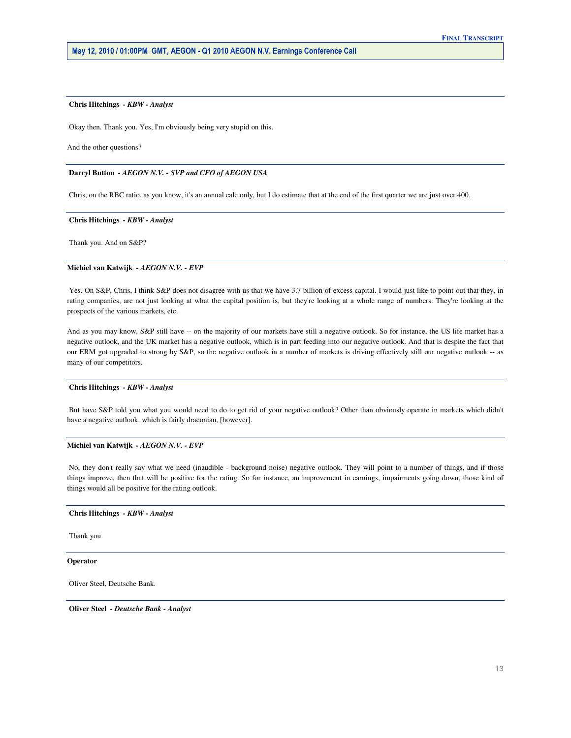**Chris Hitchings** - *KBW - Analyst*

Okay then. Thank you. Yes, I'm obviously being very stupid on this.

And the other questions?

**Darryl Button** - *AEGON N.V. - SVP and CFO of AEGON USA*

Chris, on the RBC ratio, as you know, it's an annual calc only, but I do estimate that at the end of the first quarter we are just over 400.

**Chris Hitchings** - *KBW - Analyst*

Thank you. And on S&P?

**Michiel van Katwijk** - *AEGON N.V. - EVP*

Yes. On S&P, Chris, I think S&P does not disagree with us that we have 3.7 billion of excess capital. I would just like to point out that they, in rating companies, are not just looking at what the capital position is, but they're looking at a whole range of numbers. They're looking at the prospects of the various markets, etc.

And as you may know, S&P still have -- on the majority of our markets have still a negative outlook. So for instance, the US life market has a negative outlook, and the UK market has a negative outlook, which is in part feeding into our negative outlook. And that is despite the fact that our ERM got upgraded to strong by S&P, so the negative outlook in a number of markets is driving effectively still our negative outlook -- as many of our competitors.

**Chris Hitchings** - *KBW - Analyst*

But have S&P told you what you would need to do to get rid of your negative outlook? Other than obviously operate in markets which didn't have a negative outlook, which is fairly draconian, [however].

**Michiel van Katwijk** - *AEGON N.V. - EVP*

No, they don't really say what we need (inaudible - background noise) negative outlook. They will point to a number of things, and if those things improve, then that will be positive for the rating. So for instance, an improvement in earnings, impairments going down, those kind of things would all be positive for the rating outlook.

**Chris Hitchings** - *KBW - Analyst*

Thank you.

**Operator**

Oliver Steel, Deutsche Bank.

**Oliver Steel** - *Deutsche Bank - Analyst*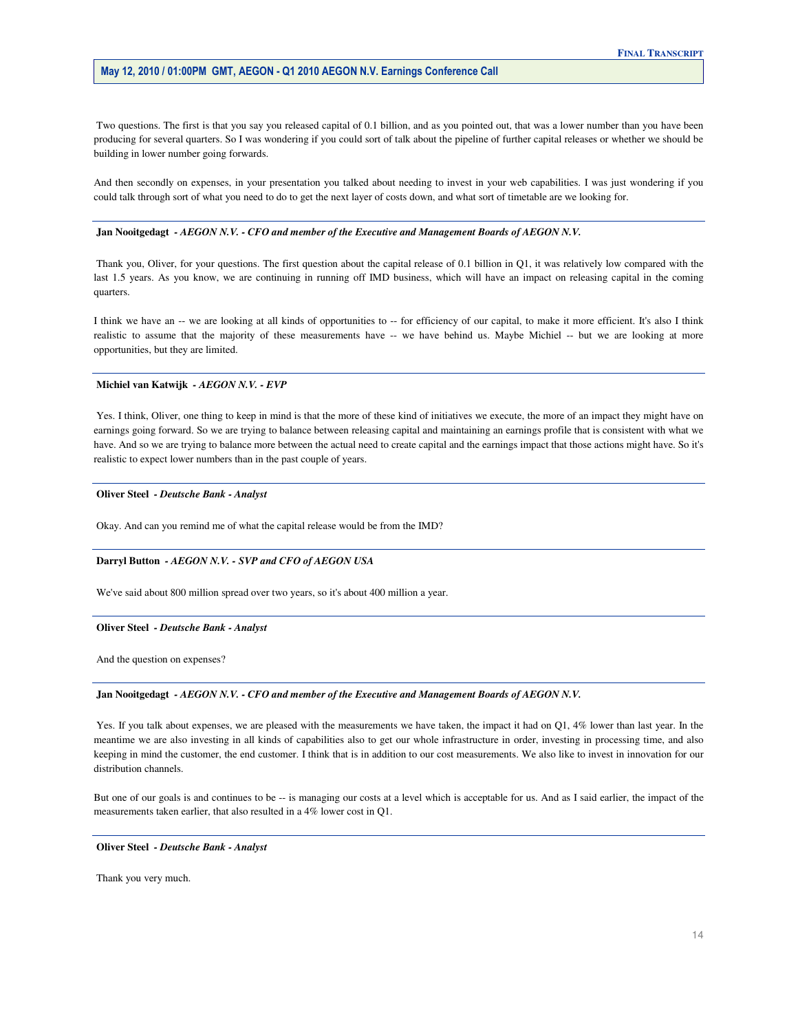Two questions. The first is that you say you released capital of 0.1 billion, and as you pointed out, that was a lower number than you have been producing for several quarters. So I was wondering if you could sort of talk about the pipeline of further capital releases or whether we should be building in lower number going forwards.

And then secondly on expenses, in your presentation you talked about needing to invest in your web capabilities. I was just wondering if you could talk through sort of what you need to do to get the next layer of costs down, and what sort of timetable are we looking for.

---

**Jan Nooitgedagt** *- AEGON N.V. - CFO and member of the Executive and Management Boards of AEGON N.V.*

Thank you, Oliver, for your questions. The first question about the capital release of 0.1 billion in Q1, it was relatively low compared with the last 1.5 years. As you know, we are continuing in running off IMD business, which will have an impact on releasing capital in the coming quarters.

I think we have an -- we are looking at all kinds of opportunities to -- for efficiency of our capital, to make it more efficient. It's also I think realistic to assume that the majority of these measurements have -- we have behind us. Maybe Michiel -- but we are looking at more opportunities, but they are limited.

---

**Michiel van Katwijk** *- AEGON N.V. - EVP*

Yes. I think, Oliver, one thing to keep in mind is that the more of these kind of initiatives we execute, the more of an impact they might have on earnings going forward. So we are trying to balance between releasing capital and maintaining an earnings profile that is consistent with what we have. And so we are trying to balance more between the actual need to create capital and the earnings impact that those actions might have. So it's realistic to expect lower numbers than in the past couple of years.

---

**Oliver Steel** *- Deutsche Bank - Analyst*

Okay. And can you remind me of what the capital release would be from the IMD?

---

**Darryl Button** *- AEGON N.V. - SVP and CFO of AEGON USA*

We've said about 800 million spread over two years, so it's about 400 million a year.

---

**Oliver Steel** *- Deutsche Bank - Analyst*

And the question on expenses?

---

**Jan Nooitgedagt** *- AEGON N.V. - CFO and member of the Executive and Management Boards of AEGON N.V.*

Yes. If you talk about expenses, we are pleased with the measurements we have taken, the impact it had on Q1, 4% lower than last year. In the meantime we are also investing in all kinds of capabilities also to get our whole infrastructure in order, investing in processing time, and also keeping in mind the customer, the end customer. I think that is in addition to our cost measurements. We also like to invest in innovation for our distribution channels.

But one of our goals is and continues to be -- is managing our costs at a level which is acceptable for us. And as I said earlier, the impact of the measurements taken earlier, that also resulted in a 4% lower cost in Q1.

---

**Oliver Steel** *- Deutsche Bank - Analyst*

Thank you very much.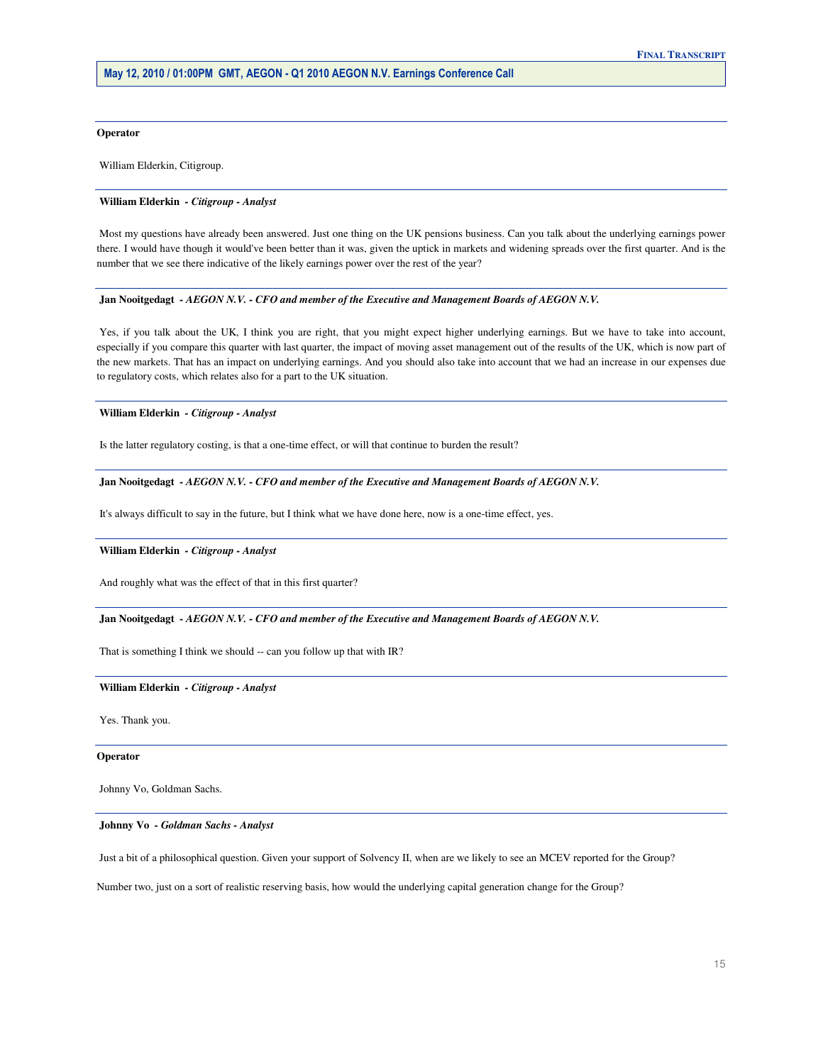**Operator**

William Elderkin, Citigroup.

**William Elderkin** - *Citigroup - Analyst*

Most my questions have already been answered. Just one thing on the UK pensions business. Can you talk about the underlying earnings power there. I would have though it would've been better than it was, given the uptick in markets and widening spreads over the first quarter. And is the number that we see there indicative of the likely earnings power over the rest of the year?

**Jan Nooitgedagt** - *AEGON N.V. - CFO and member of the Executive and Management Boards of AEGON N.V.*

Yes, if you talk about the UK, I think you are right, that you might expect higher underlying earnings. But we have to take into account, especially if you compare this quarter with last quarter, the impact of moving asset management out of the results of the UK, which is now part of the new markets. That has an impact on underlying earnings. And you should also take into account that we had an increase in our expenses due to regulatory costs, which relates also for a part to the UK situation.

**William Elderkin** - *Citigroup - Analyst*

Is the latter regulatory costing, is that a one-time effect, or will that continue to burden the result?

**Jan Nooitgedagt** - *AEGON N.V. - CFO and member of the Executive and Management Boards of AEGON N.V.*

It's always difficult to say in the future, but I think what we have done here, now is a one-time effect, yes.

**William Elderkin** - *Citigroup - Analyst*

And roughly what was the effect of that in this first quarter?

**Jan Nooitgedagt** - *AEGON N.V. - CFO and member of the Executive and Management Boards of AEGON N.V.*

That is something I think we should -- can you follow up that with IR?

**William Elderkin** - *Citigroup - Analyst*

Yes. Thank you.

**Operator**

Johnny Vo, Goldman Sachs.

**Johnny Vo** - *Goldman Sachs - Analyst*

Just a bit of a philosophical question. Given your support of Solvency II, when are we likely to see an MCEV reported for the Group?

Number two, just on a sort of realistic reserving basis, how would the underlying capital generation change for the Group?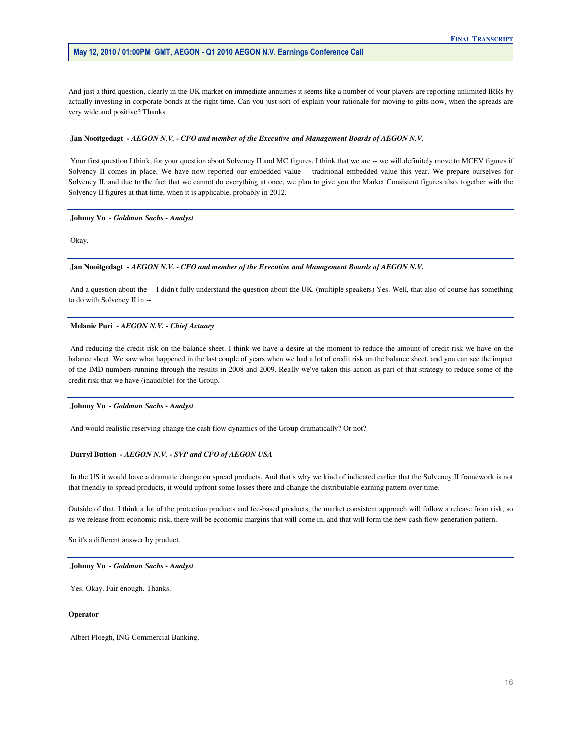And just a third question, clearly in the UK market on immediate annuities it seems like a number of your players are reporting unlimited IRRs by actually investing in corporate bonds at the right time. Can you just sort of explain your rationale for moving to gilts now, when the spreads are very wide and positive? Thanks.

---

**Jan Nooitgedagt** *- AEGON N.V. - CFO and member of the Executive and Management Boards of AEGON N.V.*

Your first question I think, for your question about Solvency II and MC figures, I think that we are -- we will definitely move to MCEV figures if Solvency II comes in place. We have now reported our embedded value -- traditional embedded value this year. We prepare ourselves for Solvency II, and due to the fact that we cannot do everything at once, we plan to give you the Market Consistent figures also, together with the Solvency II figures at that time, when it is applicable, probably in 2012.

---

**Johnny Vo** *- Goldman Sachs - Analyst*

Okay.

---

**Jan Nooitgedagt** *- AEGON N.V. - CFO and member of the Executive and Management Boards of AEGON N.V.*

And a question about the -- I didn't fully understand the question about the UK. (multiple speakers) Yes. Well, that also of course has something to do with Solvency II in --

---

**Melanie Puri** *- AEGON N.V. - Chief Actuary*

And reducing the credit risk on the balance sheet. I think we have a desire at the moment to reduce the amount of credit risk we have on the balance sheet. We saw what happened in the last couple of years when we had a lot of credit risk on the balance sheet, and you can see the impact of the IMD numbers running through the results in 2008 and 2009. Really we've taken this action as part of that strategy to reduce some of the credit risk that we have (inaudible) for the Group.

---

**Johnny Vo** *- Goldman Sachs - Analyst*

And would realistic reserving change the cash flow dynamics of the Group dramatically? Or not?

---

**Darryl Button** *- AEGON N.V. - SVP and CFO of AEGON USA*

In the US it would have a dramatic change on spread products. And that's why we kind of indicated earlier that the Solvency II framework is not that friendly to spread products, it would upfront some losses there and change the distributable earning pattern over time.

Outside of that, I think a lot of the protection products and fee-based products, the market consistent approach will follow a release from risk, so as we release from economic risk, there will be economic margins that will come in, and that will form the new cash flow generation pattern.

So it's a different answer by product.

---

**Johnny Vo** *- Goldman Sachs - Analyst*

Yes. Okay. Fair enough. Thanks.

---

**Operator**

Albert Ploegh, ING Commercial Banking.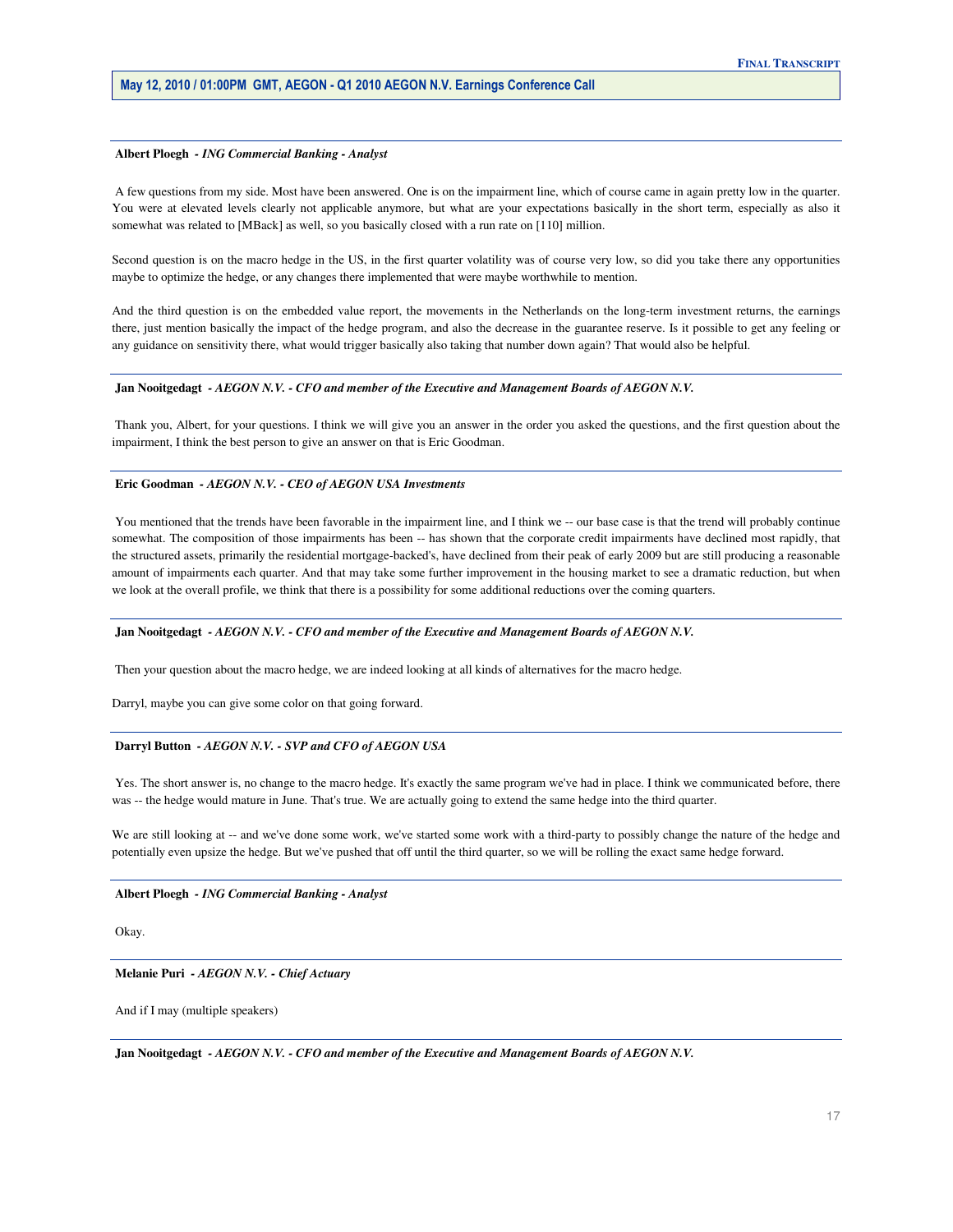**Albert Ploegh** - *ING Commercial Banking - Analyst*

A few questions from my side. Most have been answered. One is on the impairment line, which of course came in again pretty low in the quarter. You were at elevated levels clearly not applicable anymore, but what are your expectations basically in the short term, especially as also it somewhat was related to [MBack] as well, so you basically closed with a run rate on [110] million.

Second question is on the macro hedge in the US, in the first quarter volatility was of course very low, so did you take there any opportunities maybe to optimize the hedge, or any changes there implemented that were maybe worthwhile to mention.

And the third question is on the embedded value report, the movements in the Netherlands on the long-term investment returns, the earnings there, just mention basically the impact of the hedge program, and also the decrease in the guarantee reserve. Is it possible to get any feeling or any guidance on sensitivity there, what would trigger basically also taking that number down again? That would also be helpful.

**Jan Nooitgedagt** - *AEGON N.V. - CFO and member of the Executive and Management Boards of AEGON N.V.*

Thank you, Albert, for your questions. I think we will give you an answer in the order you asked the questions, and the first question about the impairment, I think the best person to give an answer on that is Eric Goodman.

**Eric Goodman** - *AEGON N.V. - CEO of AEGON USA Investments*

You mentioned that the trends have been favorable in the impairment line, and I think we -- our base case is that the trend will probably continue somewhat. The composition of those impairments has been -- has shown that the corporate credit impairments have declined most rapidly, that the structured assets, primarily the residential mortgage-backed's, have declined from their peak of early 2009 but are still producing a reasonable amount of impairments each quarter. And that may take some further improvement in the housing market to see a dramatic reduction, but when we look at the overall profile, we think that there is a possibility for some additional reductions over the coming quarters.

**Jan Nooitgedagt** - *AEGON N.V. - CFO and member of the Executive and Management Boards of AEGON N.V.*

Then your question about the macro hedge, we are indeed looking at all kinds of alternatives for the macro hedge.

Darryl, maybe you can give some color on that going forward.

**Darryl Button** - *AEGON N.V. - SVP and CFO of AEGON USA*

Yes. The short answer is, no change to the macro hedge. It's exactly the same program we've had in place. I think we communicated before, there was -- the hedge would mature in June. That's true. We are actually going to extend the same hedge into the third quarter.

We are still looking at -- and we've done some work, we've started some work with a third-party to possibly change the nature of the hedge and potentially even upsize the hedge. But we've pushed that off until the third quarter, so we will be rolling the exact same hedge forward.

**Albert Ploegh** - *ING Commercial Banking - Analyst*

Okay.

**Melanie Puri** - *AEGON N.V. - Chief Actuary*

And if I may (multiple speakers)

**Jan Nooitgedagt** - *AEGON N.V. - CFO and member of the Executive and Management Boards of AEGON N.V.*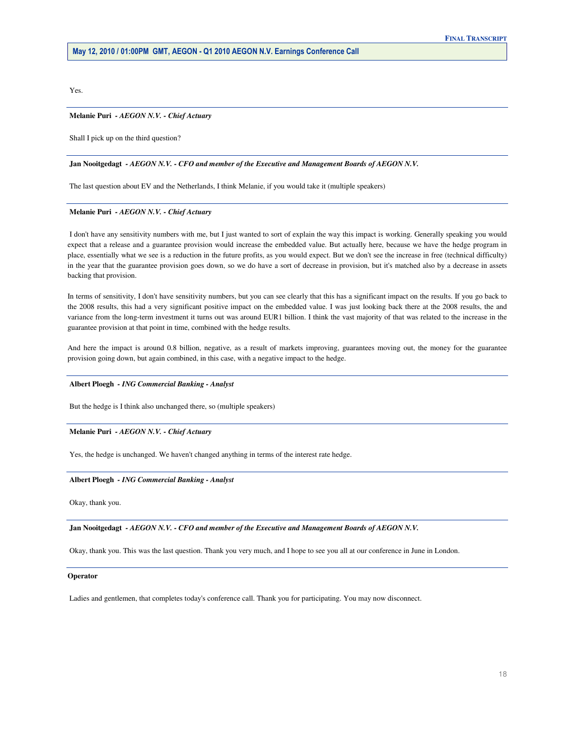Yes.

---

**Melanie Puri** *- AEGON N.V. - Chief Actuary*

Shall I pick up on the third question?

---

**Jan Nooitgedagt** *- AEGON N.V. - CFO and member of the Executive and Management Boards of AEGON N.V.*

The last question about EV and the Netherlands, I think Melanie, if you would take it (multiple speakers)

---

**Melanie Puri** *- AEGON N.V. - Chief Actuary*

I don't have any sensitivity numbers with me, but I just wanted to sort of explain the way this impact is working. Generally speaking you would expect that a release and a guarantee provision would increase the embedded value. But actually here, because we have the hedge program in place, essentially what we see is a reduction in the future profits, as you would expect. But we don't see the increase in free (technical difficulty) in the year that the guarantee provision goes down, so we do have a sort of decrease in provision, but it's matched also by a decrease in assets backing that provision.

In terms of sensitivity, I don't have sensitivity numbers, but you can see clearly that this has a significant impact on the results. If you go back to the 2008 results, this had a very significant positive impact on the embedded value. I was just looking back there at the 2008 results, the and variance from the long-term investment it turns out was around EUR1 billion. I think the vast majority of that was related to the increase in the guarantee provision at that point in time, combined with the hedge results.

And here the impact is around 0.8 billion, negative, as a result of markets improving, guarantees moving out, the money for the guarantee provision going down, but again combined, in this case, with a negative impact to the hedge.

---

**Albert Ploegh** *- ING Commercial Banking - Analyst*

But the hedge is I think also unchanged there, so (multiple speakers)

---

**Melanie Puri** *- AEGON N.V. - Chief Actuary*

Yes, the hedge is unchanged. We haven't changed anything in terms of the interest rate hedge.

---

**Albert Ploegh** *- ING Commercial Banking - Analyst*

Okay, thank you.

---

**Jan Nooitgedagt** *- AEGON N.V. - CFO and member of the Executive and Management Boards of AEGON N.V.*

Okay, thank you. This was the last question. Thank you very much, and I hope to see you all at our conference in June in London.

---

**Operator**

Ladies and gentlemen, that completes today's conference call. Thank you for participating. You may now disconnect.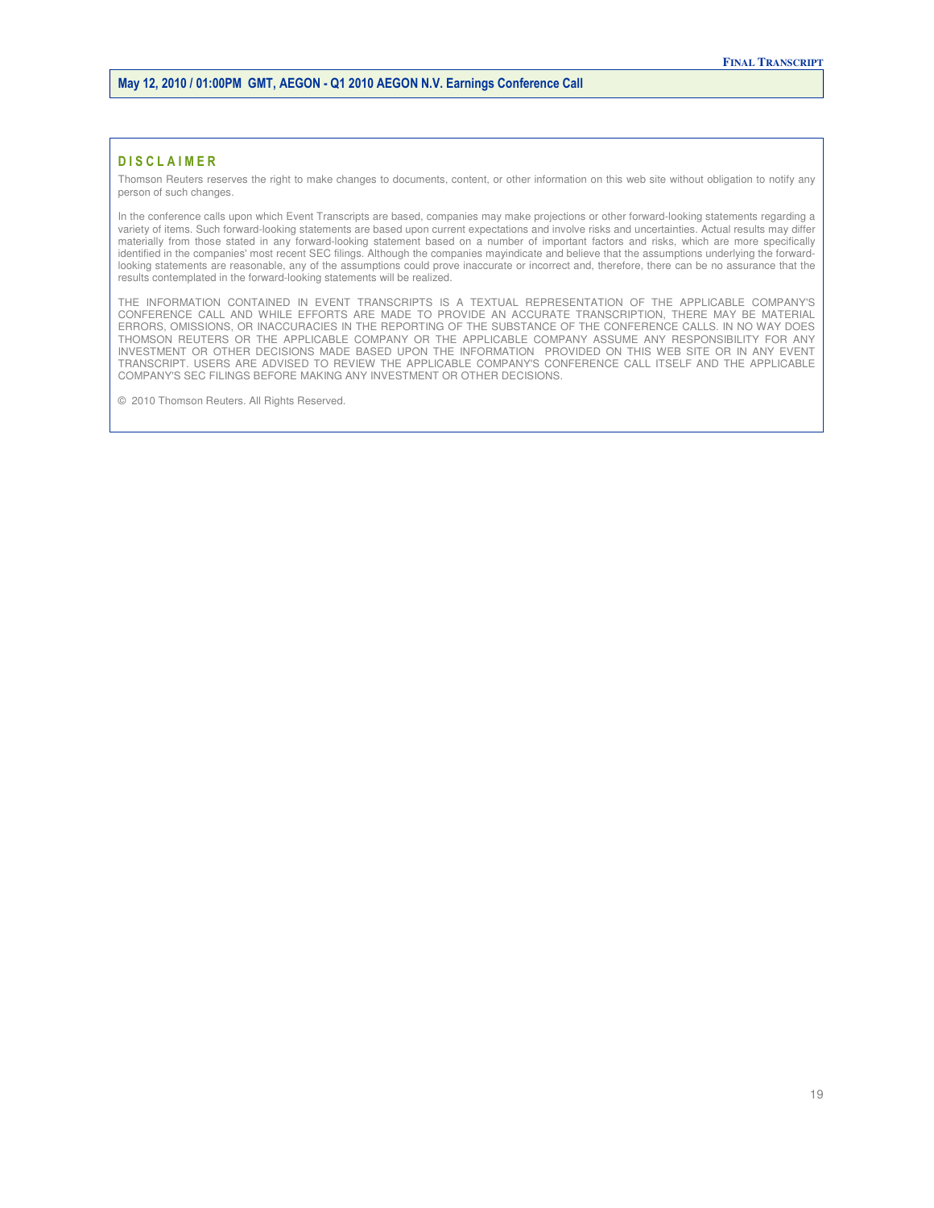## DISCLAIMER

Thomson Reuters reserves the right to make changes to documents, content, or other information on this web site without obligation to notify any person of such changes.

In the conference calls upon which Event Transcripts are based, companies may make projections or other forward-looking statements regarding a variety of items. Such forward-looking statements are based upon current expectations and involve risks and uncertainties. Actual results may differ materially from those stated in any forward-looking statement based on a number of important factors and risks, which are more specifically identified in the companies' most recent SEC filings. Although the companies mayindicate and believe that the assumptions underlying the forward-looking statements are reasonable, any of the assumptions could prove inaccurate or incorrect and, therefore, there can be no assurance that the results contemplated in the forward-looking statements will be realized.

THE INFORMATION CONTAINED IN EVENT TRANSCRIPTS IS A TEXTUAL REPRESENTATION OF THE APPLICABLE COMPANY'S CONFERENCE CALL AND WHILE EFFORTS ARE MADE TO PROVIDE AN ACCURATE TRANSCRIPTION, THERE MAY BE MATERIAL ERRORS, OMISSIONS, OR INACCURACIES IN THE REPORTING OF THE SUBSTANCE OF THE CONFERENCE CALLS. IN NO WAY DOES THOMSON REUTERS OR THE APPLICABLE COMPANY OR THE APPLICABLE COMPANY ASSUME ANY RESPONSIBILITY FOR ANY INVESTMENT OR OTHER DECISIONS MADE BASED UPON THE INFORMATION PROVIDED ON THIS WEB SITE OR IN ANY EVENT TRANSCRIPT. USERS ARE ADVISED TO REVIEW THE APPLICABLE COMPANY'S CONFERENCE CALL ITSELF AND THE APPLICABLE COMPANY'S SEC FILINGS BEFORE MAKING ANY INVESTMENT OR OTHER DECISIONS.

© 2010 Thomson Reuters. All Rights Reserved.